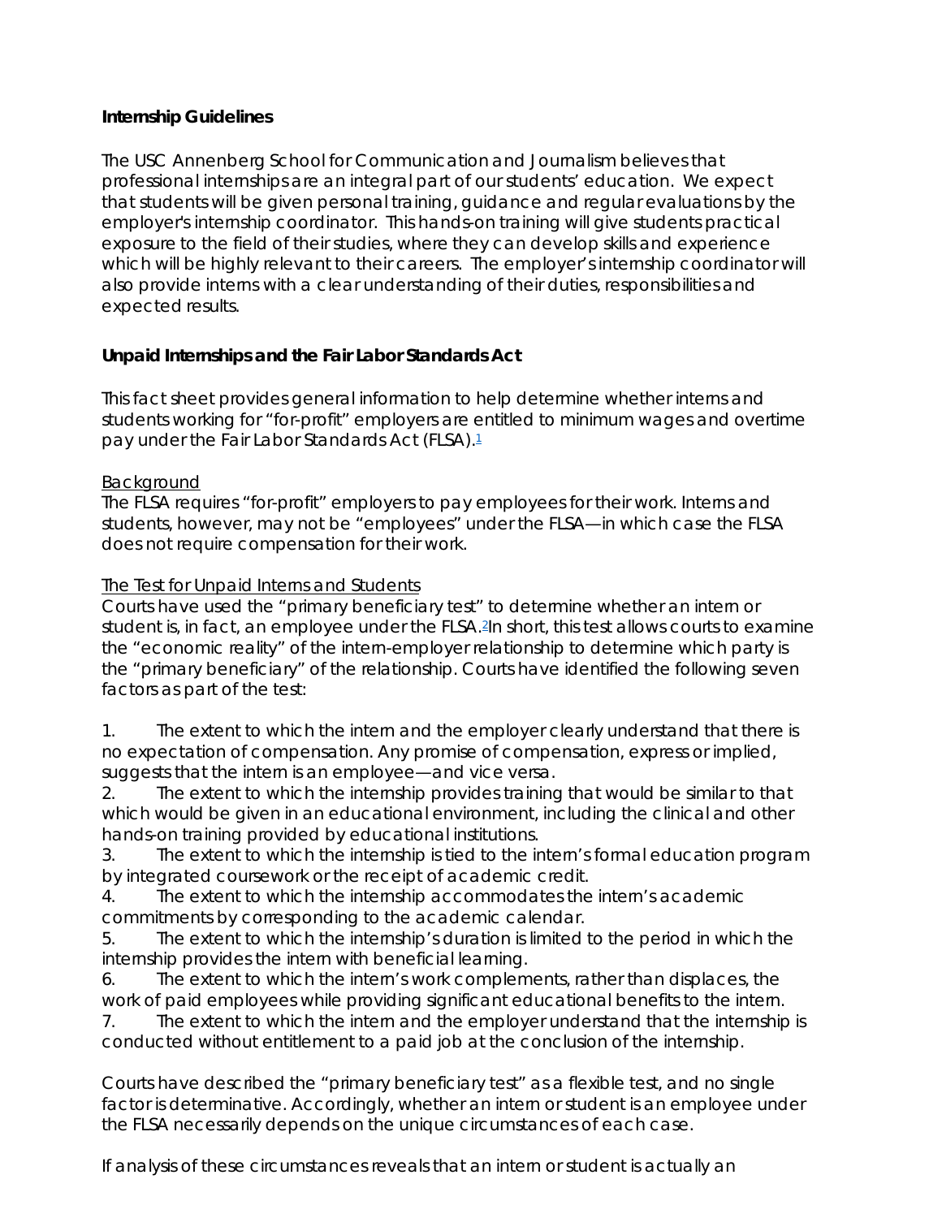**Internship Guidelines**

The USC Annenberg School for Communication and Journalism believes that professional internships are an integral part of our students' education. We expect that students will be given personal training, guidance and regular evaluations by the employer's internship coordinator. This hands-on training will give students practical exposure to the field of their studies, where they can develop skills and experience which will be highly relevant to their careers. The employer's internship coordinator will also provide interns with a clear understanding of their duties, responsibilities and expected results.

**Unpaid Internships and the Fair Labor Standards Act**

This fact sheet provides general information to help determine whether interns and students working for "for-profit" employers are entitled to minimum wages and overtime pay under the Fair Labor Standards Act (FLSA).[1]

Background

The FLSA requires "for-profit" employers to pay employees for their work. Interns and students, however, may not be "employees" under the FLSA—in which case the FLSA does not require compensation for their work.

The Test for Unpaid Interns and Students

Courts have used the "primary beneficiary test" to determine whether an intern or student is, in fact, an employee under the FLSA.[2] In short, this test allows courts to examine the "economic reality" of the intern-employer relationship to determine which party is the "primary beneficiary" of the relationship. Courts have identified the following seven factors as part of the test:

1. The extent to which the intern and the employer clearly understand that there is no expectation of compensation. Any promise of compensation, express or implied, suggests that the intern is an employee—and vice versa.
2. The extent to which the internship provides training that would be similar to that which would be given in an educational environment, including the clinical and other hands-on training provided by educational institutions.
3. The extent to which the internship is tied to the intern's formal education program by integrated coursework or the receipt of academic credit.
4. The extent to which the internship accommodates the intern's academic commitments by corresponding to the academic calendar.
5. The extent to which the internship's duration is limited to the period in which the internship provides the intern with beneficial learning.
6. The extent to which the intern's work complements, rather than displaces, the work of paid employees while providing significant educational benefits to the intern.
7. The extent to which the intern and the employer understand that the internship is conducted without entitlement to a paid job at the conclusion of the internship.

Courts have described the "primary beneficiary test" as a flexible test, and no single factor is determinative. Accordingly, whether an intern or student is an employee under the FLSA necessarily depends on the unique circumstances of each case.

If analysis of these circumstances reveals that an intern or student is actually an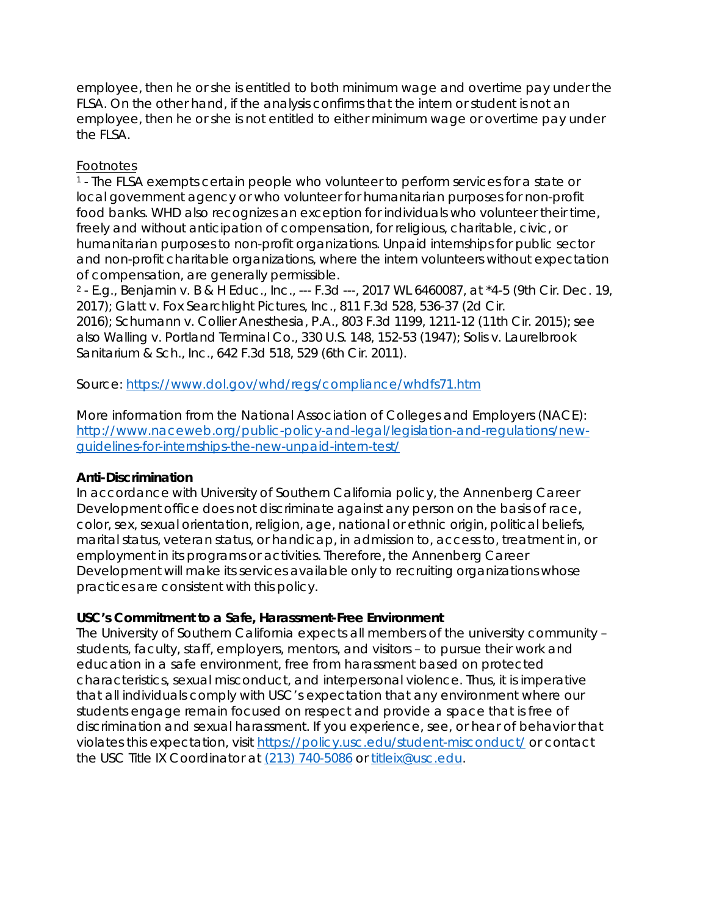employee, then he or she is entitled to both minimum wage and overtime pay under the FLSA. On the other hand, if the analysis confirms that the intern or student is not an employee, then he or she is not entitled to either minimum wage or overtime pay under the FLSA.

Footnotes

[1] - The FLSA exempts certain people who volunteer to perform services for a state or local government agency or who volunteer for humanitarian purposes for non-profit food banks. WHD also recognizes an exception for individuals who volunteer their time, freely and without anticipation of compensation, for religious, charitable, civic, or humanitarian purposes to non-profit organizations. Unpaid internships for public sector and non-profit charitable organizations, where the intern volunteers without expectation of compensation, are generally permissible.

[2] - E.g., Benjamin v. B & H Educ., Inc., --- F.3d ---, 2017 WL 6460087, at *4-5 (9th Cir. Dec. 19, 2017); Glatt v. Fox Searchlight Pictures, Inc., 811 F.3d 528, 536-37 (2d Cir. 2016); Schumann v. Collier Anesthesia, P.A., 803 F.3d 1199, 1211-12 (11th Cir. 2015); see also Walling v. Portland Terminal Co., 330 U.S. 148, 152-53 (1947); Solis v. Laurelbrook Sanitarium & Sch., Inc., 642 F.3d 518, 529 (6th Cir. 2011).

Source: https://www.dol.gov/whd/regs/compliance/whdfs71.htm

More information from the National Association of Colleges and Employers (NACE): http://www.naceweb.org/public-policy-and-legal/legislation-and-regulations/new-guidelines-for-internships-the-new-unpaid-intern-test/

**Anti-Discrimination**

In accordance with University of Southern California policy, the Annenberg Career Development office does not discriminate against any person on the basis of race, color, sex, sexual orientation, religion, age, national or ethnic origin, political beliefs, marital status, veteran status, or handicap, in admission to, access to, treatment in, or employment in its programs or activities. Therefore, the Annenberg Career Development will make its services available only to recruiting organizations whose practices are consistent with this policy.

**USC's Commitment to a Safe, Harassment-Free Environment**

The University of Southern California expects all members of the university community – students, faculty, staff, employers, mentors, and visitors – to pursue their work and education in a safe environment, free from harassment based on protected characteristics, sexual misconduct, and interpersonal violence. Thus, it is imperative that all individuals comply with USC's expectation that any environment where our students engage remain focused on respect and provide a space that is free of discrimination and sexual harassment. If you experience, see, or hear of behavior that violates this expectation, visit https://policy.usc.edu/student-misconduct/ or contact the USC Title IX Coordinator at (213) 740-5086 or titleix@usc.edu.